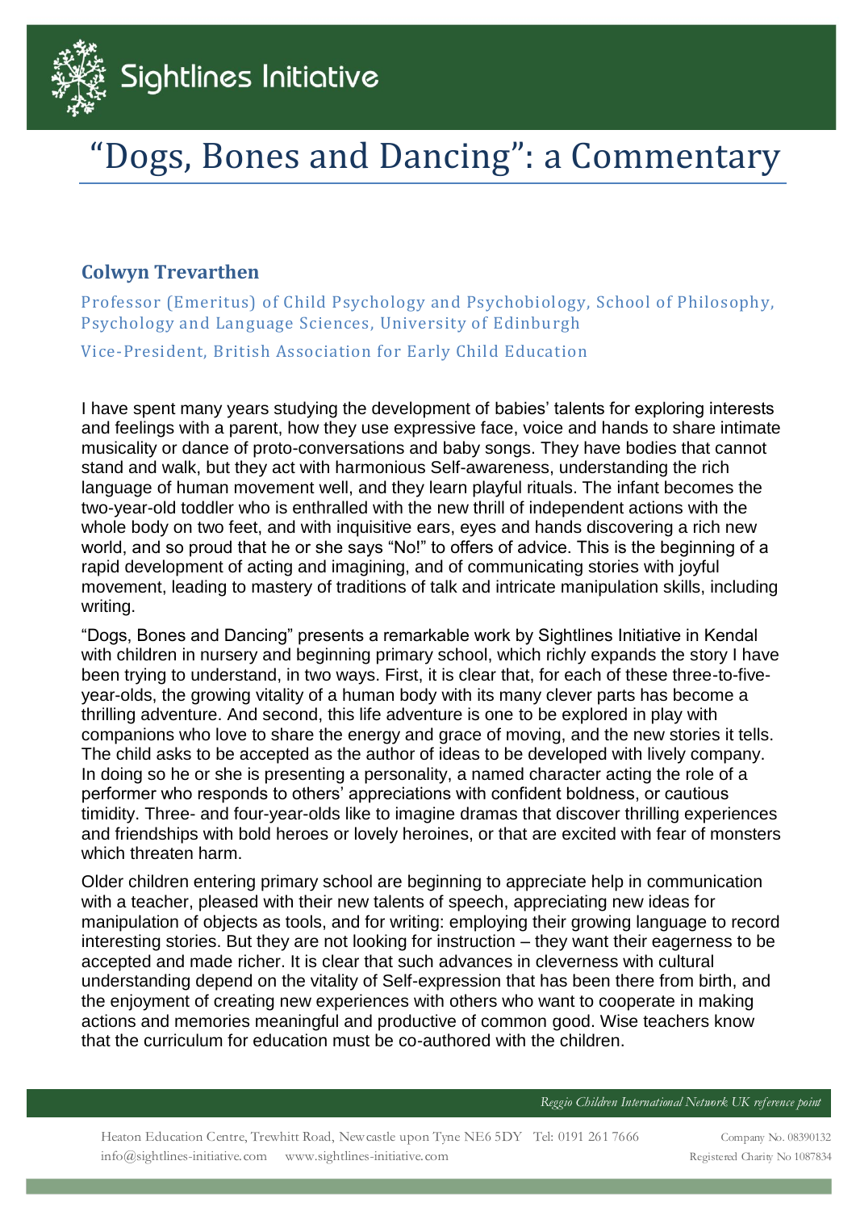Sightlines Initiative

# “Dogs, Bones and Dancing”: a Commentary

### Colwyn Trevarthen

Professor (Emeritus) of Child Psychology and Psychobiology, School of Philosophy, Psychology and Language Sciences, University of Edinburgh

Vice-President, British Association for Early Child Education

I have spent many years studying the development of babies’ talents for exploring interests and feelings with a parent, how they use expressive face, voice and hands to share intimate musicality or dance of proto-conversations and baby songs. They have bodies that cannot stand and walk, but they act with harmonious Self-awareness, understanding the rich language of human movement well, and they learn playful rituals. The infant becomes the two-year-old toddler who is enthralled with the new thrill of independent actions with the whole body on two feet, and with inquisitive ears, eyes and hands discovering a rich new world, and so proud that he or she says “No!” to offers of advice. This is the beginning of a rapid development of acting and imagining, and of communicating stories with joyful movement, leading to mastery of traditions of talk and intricate manipulation skills, including writing.

“Dogs, Bones and Dancing” presents a remarkable work by Sightlines Initiative in Kendal with children in nursery and beginning primary school, which richly expands the story I have been trying to understand, in two ways. First, it is clear that, for each of these three-to-five-year-olds, the growing vitality of a human body with its many clever parts has become a thrilling adventure. And second, this life adventure is one to be explored in play with companions who love to share the energy and grace of moving, and the new stories it tells. The child asks to be accepted as the author of ideas to be developed with lively company. In doing so he or she is presenting a personality, a named character acting the role of a performer who responds to others’ appreciations with confident boldness, or cautious timidity. Three- and four-year-olds like to imagine dramas that discover thrilling experiences and friendships with bold heroes or lovely heroines, or that are excited with fear of monsters which threaten harm.

Older children entering primary school are beginning to appreciate help in communication with a teacher, pleased with their new talents of speech, appreciating new ideas for manipulation of objects as tools, and for writing: employing their growing language to record interesting stories. But they are not looking for instruction – they want their eagerness to be accepted and made richer. It is clear that such advances in cleverness with cultural understanding depend on the vitality of Self-expression that has been there from birth, and the enjoyment of creating new experiences with others who want to cooperate in making actions and memories meaningful and productive of common good. Wise teachers know that the curriculum for education must be co-authored with the children.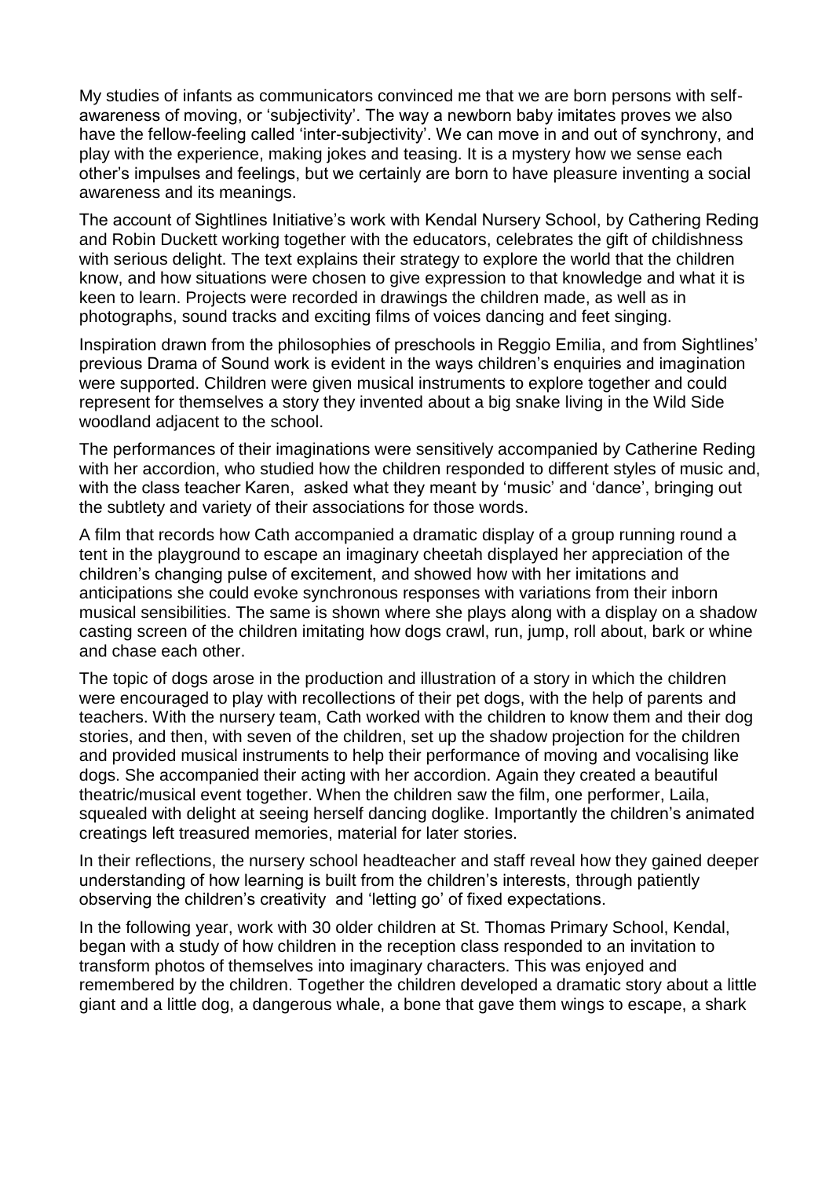My studies of infants as communicators convinced me that we are born persons with self-awareness of moving, or 'subjectivity'. The way a newborn baby imitates proves we also have the fellow-feeling called 'inter-subjectivity'. We can move in and out of synchrony, and play with the experience, making jokes and teasing. It is a mystery how we sense each other's impulses and feelings, but we certainly are born to have pleasure inventing a social awareness and its meanings.

The account of Sightlines Initiative's work with Kendal Nursery School, by Cathering Reding and Robin Duckett working together with the educators, celebrates the gift of childishness with serious delight. The text explains their strategy to explore the world that the children know, and how situations were chosen to give expression to that knowledge and what it is keen to learn. Projects were recorded in drawings the children made, as well as in photographs, sound tracks and exciting films of voices dancing and feet singing.

Inspiration drawn from the philosophies of preschools in Reggio Emilia, and from Sightlines' previous Drama of Sound work is evident in the ways children's enquiries and imagination were supported. Children were given musical instruments to explore together and could represent for themselves a story they invented about a big snake living in the Wild Side woodland adjacent to the school.

The performances of their imaginations were sensitively accompanied by Catherine Reding with her accordion, who studied how the children responded to different styles of music and, with the class teacher Karen, asked what they meant by 'music' and 'dance', bringing out the subtlety and variety of their associations for those words.

A film that records how Cath accompanied a dramatic display of a group running round a tent in the playground to escape an imaginary cheetah displayed her appreciation of the children's changing pulse of excitement, and showed how with her imitations and anticipations she could evoke synchronous responses with variations from their inborn musical sensibilities. The same is shown where she plays along with a display on a shadow casting screen of the children imitating how dogs crawl, run, jump, roll about, bark or whine and chase each other.

The topic of dogs arose in the production and illustration of a story in which the children were encouraged to play with recollections of their pet dogs, with the help of parents and teachers. With the nursery team, Cath worked with the children to know them and their dog stories, and then, with seven of the children, set up the shadow projection for the children and provided musical instruments to help their performance of moving and vocalising like dogs. She accompanied their acting with her accordion. Again they created a beautiful theatric/musical event together. When the children saw the film, one performer, Laila, squealed with delight at seeing herself dancing doglike. Importantly the children's animated creatings left treasured memories, material for later stories.

In their reflections, the nursery school headteacher and staff reveal how they gained deeper understanding of how learning is built from the children's interests, through patiently observing the children's creativity and 'letting go' of fixed expectations.

In the following year, work with 30 older children at St. Thomas Primary School, Kendal, began with a study of how children in the reception class responded to an invitation to transform photos of themselves into imaginary characters. This was enjoyed and remembered by the children. Together the children developed a dramatic story about a little giant and a little dog, a dangerous whale, a bone that gave them wings to escape, a shark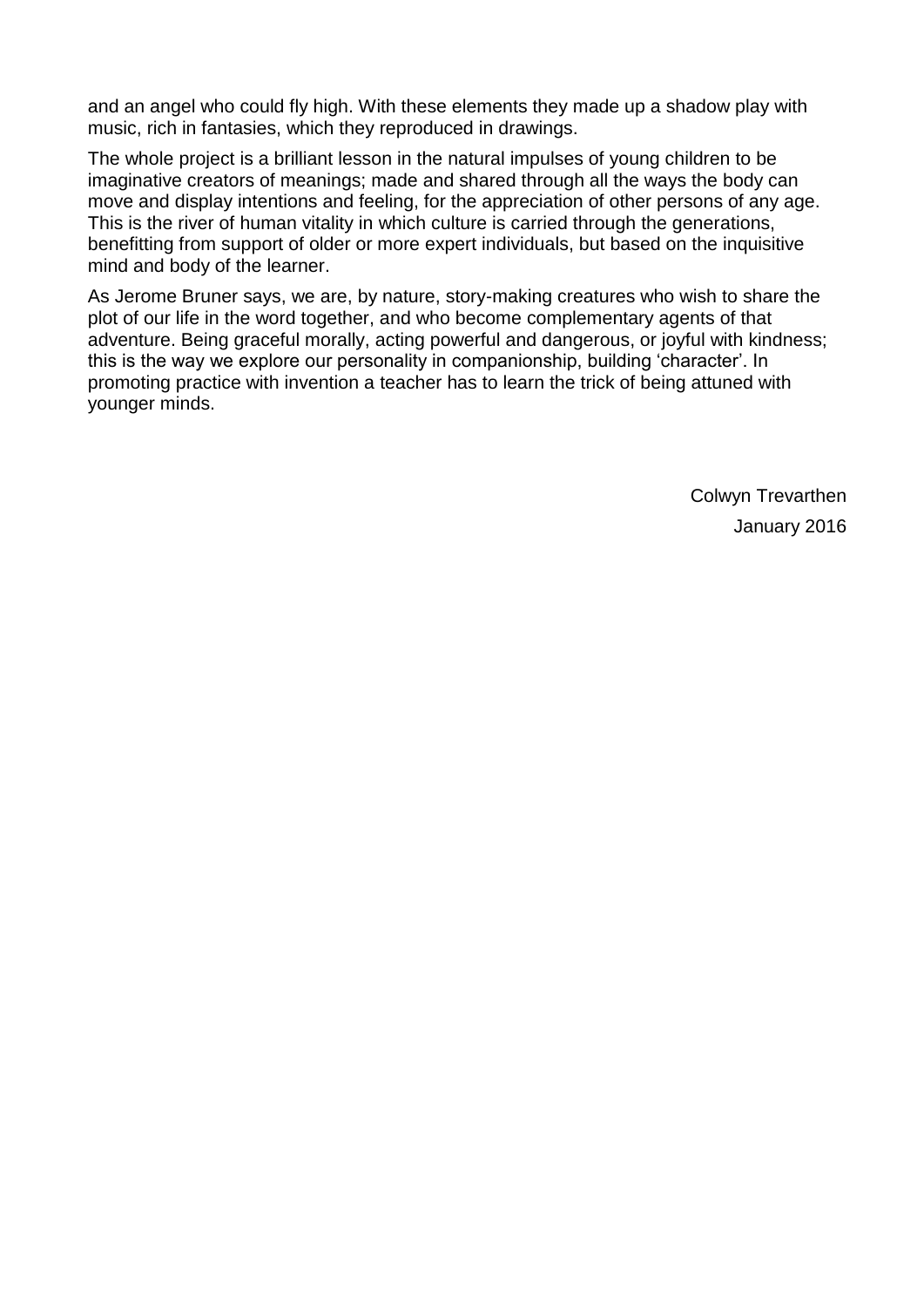and an angel who could fly high. With these elements they made up a shadow play with music, rich in fantasies, which they reproduced in drawings.

The whole project is a brilliant lesson in the natural impulses of young children to be imaginative creators of meanings; made and shared through all the ways the body can move and display intentions and feeling, for the appreciation of other persons of any age. This is the river of human vitality in which culture is carried through the generations, benefitting from support of older or more expert individuals, but based on the inquisitive mind and body of the learner.

As Jerome Bruner says, we are, by nature, story-making creatures who wish to share the plot of our life in the word together, and who become complementary agents of that adventure. Being graceful morally, acting powerful and dangerous, or joyful with kindness; this is the way we explore our personality in companionship, building 'character'. In promoting practice with invention a teacher has to learn the trick of being attuned with younger minds.

Colwyn Trevarthen

January 2016